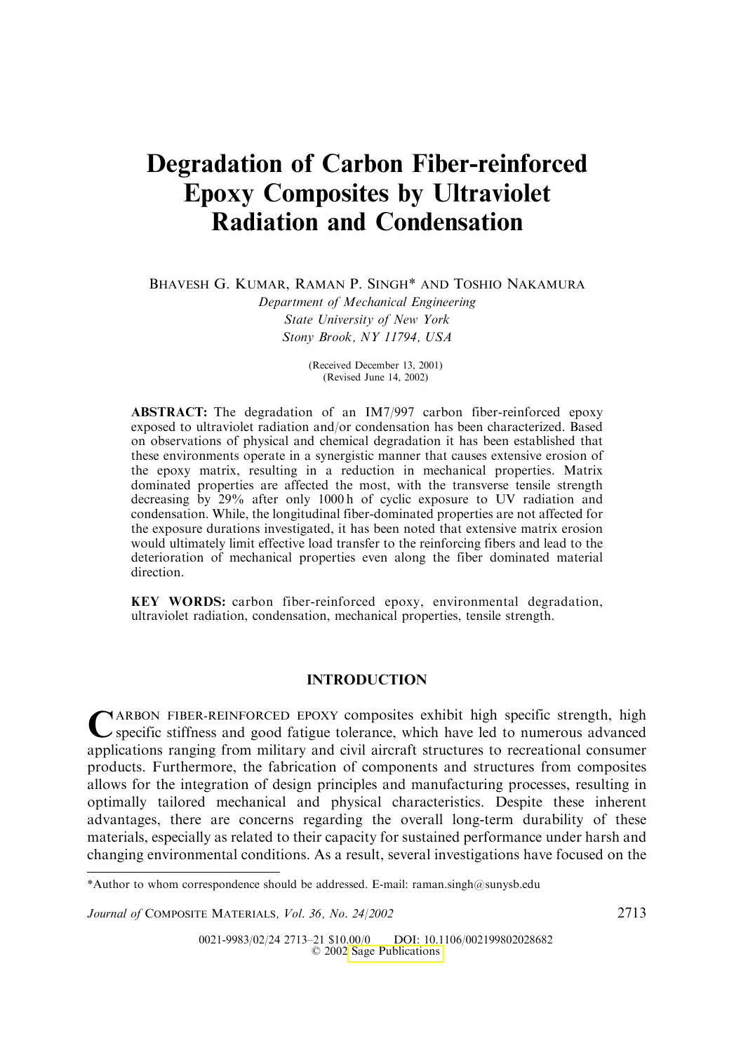# Degradation of Carbon Fiber-reinforced Epoxy Composites by Ultraviolet Radiation and Condensation

BHAVESH G. KUMAR, RAMAN P. SINGH* AND TOSHIO NAKAMURA

*Department of Mechanical Engineering*
*State University of New York*
*Stony Brook, NY 11794, USA*

(Received December 13, 2001)
(Revised June 14, 2002)

**ABSTRACT:** The degradation of an IM7/997 carbon fiber-reinforced epoxy exposed to ultraviolet radiation and/or condensation has been characterized. Based on observations of physical and chemical degradation it has been established that these environments operate in a synergistic manner that causes extensive erosion of the epoxy matrix, resulting in a reduction in mechanical properties. Matrix dominated properties are affected the most, with the transverse tensile strength decreasing by 29% after only 1000 h of cyclic exposure to UV radiation and condensation. While, the longitudinal fiber-dominated properties are not affected for the exposure durations investigated, it has been noted that extensive matrix erosion would ultimately limit effective load transfer to the reinforcing fibers and lead to the deterioration of mechanical properties even along the fiber dominated material direction.

**KEY WORDS:** carbon fiber-reinforced epoxy, environmental degradation, ultraviolet radiation, condensation, mechanical properties, tensile strength.

## INTRODUCTION

CARBON FIBER-REINFORCED EPOXY composites exhibit high specific strength, high specific stiffness and good fatigue tolerance, which have led to numerous advanced applications ranging from military and civil aircraft structures to recreational consumer products. Furthermore, the fabrication of components and structures from composites allows for the integration of design principles and manufacturing processes, resulting in optimally tailored mechanical and physical characteristics. Despite these inherent advantages, there are concerns regarding the overall long-term durability of these materials, especially as related to their capacity for sustained performance under harsh and changing environmental conditions. As a result, several investigations have focused on the

*Author to whom correspondence should be addressed. E-mail: raman.singh@sunysb.edu

0021-9983/02/24 2713–21 $10.00/0 DOI: 10.1106/002199802028682
© 2002 Sage Publications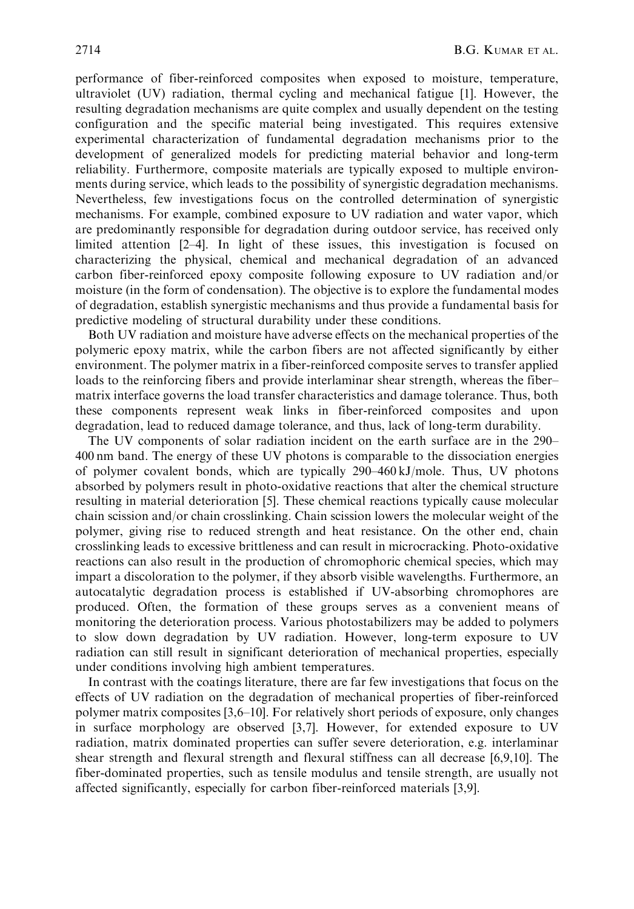performance of fiber-reinforced composites when exposed to moisture, temperature, ultraviolet (UV) radiation, thermal cycling and mechanical fatigue [1]. However, the resulting degradation mechanisms are quite complex and usually dependent on the testing configuration and the specific material being investigated. This requires extensive experimental characterization of fundamental degradation mechanisms prior to the development of generalized models for predicting material behavior and long-term reliability. Furthermore, composite materials are typically exposed to multiple environments during service, which leads to the possibility of synergistic degradation mechanisms. Nevertheless, few investigations focus on the controlled determination of synergistic mechanisms. For example, combined exposure to UV radiation and water vapor, which are predominantly responsible for degradation during outdoor service, has received only limited attention [2–4]. In light of these issues, this investigation is focused on characterizing the physical, chemical and mechanical degradation of an advanced carbon fiber-reinforced epoxy composite following exposure to UV radiation and/or moisture (in the form of condensation). The objective is to explore the fundamental modes of degradation, establish synergistic mechanisms and thus provide a fundamental basis for predictive modeling of structural durability under these conditions.

Both UV radiation and moisture have adverse effects on the mechanical properties of the polymeric epoxy matrix, while the carbon fibers are not affected significantly by either environment. The polymer matrix in a fiber-reinforced composite serves to transfer applied loads to the reinforcing fibers and provide interlaminar shear strength, whereas the fiber–matrix interface governs the load transfer characteristics and damage tolerance. Thus, both these components represent weak links in fiber-reinforced composites and upon degradation, lead to reduced damage tolerance, and thus, lack of long-term durability.

The UV components of solar radiation incident on the earth surface are in the 290–400 nm band. The energy of these UV photons is comparable to the dissociation energies of polymer covalent bonds, which are typically 290–460 kJ/mole. Thus, UV photons absorbed by polymers result in photo-oxidative reactions that alter the chemical structure resulting in material deterioration [5]. These chemical reactions typically cause molecular chain scission and/or chain crosslinking. Chain scission lowers the molecular weight of the polymer, giving rise to reduced strength and heat resistance. On the other end, chain crosslinking leads to excessive brittleness and can result in microcracking. Photo-oxidative reactions can also result in the production of chromophoric chemical species, which may impart a discoloration to the polymer, if they absorb visible wavelengths. Furthermore, an autocatalytic degradation process is established if UV-absorbing chromophores are produced. Often, the formation of these groups serves as a convenient means of monitoring the deterioration process. Various photostabilizers may be added to polymers to slow down degradation by UV radiation. However, long-term exposure to UV radiation can still result in significant deterioration of mechanical properties, especially under conditions involving high ambient temperatures.

In contrast with the coatings literature, there are far few investigations that focus on the effects of UV radiation on the degradation of mechanical properties of fiber-reinforced polymer matrix composites [3,6–10]. For relatively short periods of exposure, only changes in surface morphology are observed [3,7]. However, for extended exposure to UV radiation, matrix dominated properties can suffer severe deterioration, e.g. interlaminar shear strength and flexural strength and flexural stiffness can all decrease [6,9,10]. The fiber-dominated properties, such as tensile modulus and tensile strength, are usually not affected significantly, especially for carbon fiber-reinforced materials [3,9].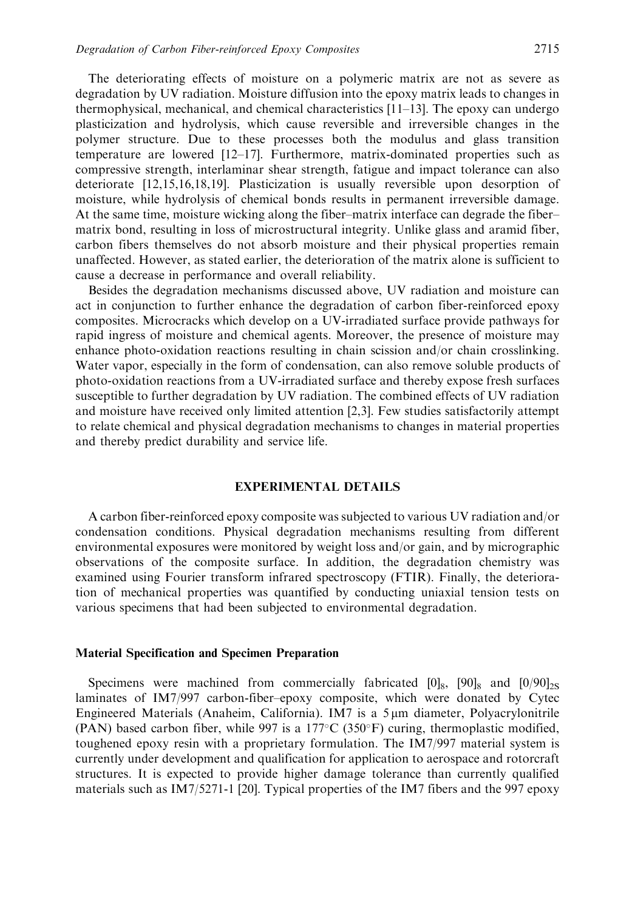The deteriorating effects of moisture on a polymeric matrix are not as severe as degradation by UV radiation. Moisture diffusion into the epoxy matrix leads to changes in thermophysical, mechanical, and chemical characteristics [11–13]. The epoxy can undergo plasticization and hydrolysis, which cause reversible and irreversible changes in the polymer structure. Due to these processes both the modulus and glass transition temperature are lowered [12–17]. Furthermore, matrix-dominated properties such as compressive strength, interlaminar shear strength, fatigue and impact tolerance can also deteriorate [12,15,16,18,19]. Plasticization is usually reversible upon desorption of moisture, while hydrolysis of chemical bonds results in permanent irreversible damage. At the same time, moisture wicking along the fiber–matrix interface can degrade the fiber–matrix bond, resulting in loss of microstructural integrity. Unlike glass and aramid fiber, carbon fibers themselves do not absorb moisture and their physical properties remain unaffected. However, as stated earlier, the deterioration of the matrix alone is sufficient to cause a decrease in performance and overall reliability.

Besides the degradation mechanisms discussed above, UV radiation and moisture can act in conjunction to further enhance the degradation of carbon fiber-reinforced epoxy composites. Microcracks which develop on a UV-irradiated surface provide pathways for rapid ingress of moisture and chemical agents. Moreover, the presence of moisture may enhance photo-oxidation reactions resulting in chain scission and/or chain crosslinking. Water vapor, especially in the form of condensation, can also remove soluble products of photo-oxidation reactions from a UV-irradiated surface and thereby expose fresh surfaces susceptible to further degradation by UV radiation. The combined effects of UV radiation and moisture have received only limited attention [2,3]. Few studies satisfactorily attempt to relate chemical and physical degradation mechanisms to changes in material properties and thereby predict durability and service life.

## EXPERIMENTAL DETAILS

A carbon fiber-reinforced epoxy composite was subjected to various UV radiation and/or condensation conditions. Physical degradation mechanisms resulting from different environmental exposures were monitored by weight loss and/or gain, and by micrographic observations of the composite surface. In addition, the degradation chemistry was examined using Fourier transform infrared spectroscopy (FTIR). Finally, the deterioration of mechanical properties was quantified by conducting uniaxial tension tests on various specimens that had been subjected to environmental degradation.

### Material Specification and Specimen Preparation

Specimens were machined from commercially fabricated $[0]_8$, $[90]_8$ and $[0/90]_{2S}$ laminates of IM7/997 carbon-fiber–epoxy composite, which were donated by Cytec Engineered Materials (Anaheim, California). IM7 is a $5\,\mu m$ diameter, Polyacrylonitrile (PAN) based carbon fiber, while 997 is a $177^{\circ}C$ ($350^{\circ}F$) curing, thermoplastic modified, toughened epoxy resin with a proprietary formulation. The IM7/997 material system is currently under development and qualification for application to aerospace and rotorcraft structures. It is expected to provide higher damage tolerance than currently qualified materials such as IM7/5271-1 [20]. Typical properties of the IM7 fibers and the 997 epoxy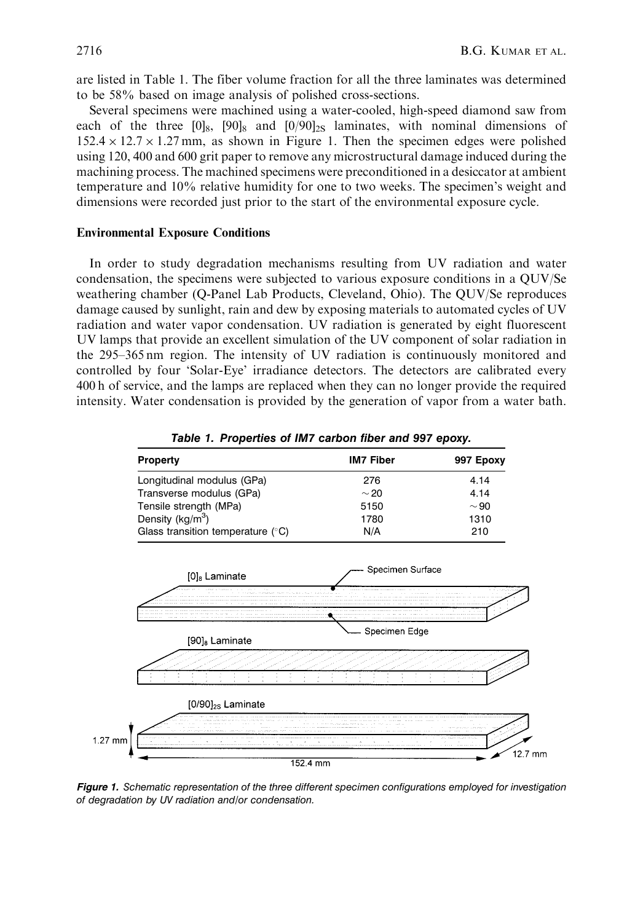are listed in Table 1. The fiber volume fraction for all the three laminates was determined to be 58% based on image analysis of polished cross-sections.

Several specimens were machined using a water-cooled, high-speed diamond saw from each of the three $[0]_8$, $[90]_8$ and $[0/90]_{2S}$ laminates, with nominal dimensions of $152.4 \times 12.7 \times 1.27$ mm, as shown in Figure 1. Then the specimen edges were polished using 120, 400 and 600 grit paper to remove any microstructural damage induced during the machining process. The machined specimens were preconditioned in a desiccator at ambient temperature and 10% relative humidity for one to two weeks. The specimen's weight and dimensions were recorded just prior to the start of the environmental exposure cycle.

### Environmental Exposure Conditions

In order to study degradation mechanisms resulting from UV radiation and water condensation, the specimens were subjected to various exposure conditions in a QUV/Se weathering chamber (Q-Panel Lab Products, Cleveland, Ohio). The QUV/Se reproduces damage caused by sunlight, rain and dew by exposing materials to automated cycles of UV radiation and water vapor condensation. UV radiation is generated by eight fluorescent UV lamps that provide an excellent simulation of the UV component of solar radiation in the 295–365 nm region. The intensity of UV radiation is continuously monitored and controlled by four 'Solar-Eye' irradiance detectors. The detectors are calibrated every 400 h of service, and the lamps are replaced when they can no longer provide the required intensity. Water condensation is provided by the generation of vapor from a water bath.

**Table 1. Properties of IM7 carbon fiber and 997 epoxy.**

| Property | IM7 Fiber | 997 Epoxy |
|---|---|---|
| Longitudinal modulus (GPa) | 276 | 4.14 |
| Transverse modulus (GPa) | ~20 | 4.14 |
| Tensile strength (MPa) | 5150 | ~90 |
| Density (kg/m$^3$) | 1780 | 1310 |
| Glass transition temperature (°C) | N/A | 210 |

$[0]_8$ Laminate — Specimen Surface — Specimen Edge

$[90]_8$ Laminate

$[0/90]_{2S}$ Laminate

1.27 mm — 152.4 mm — 12.7 mm

**Figure 1.** *Schematic representation of the three different specimen configurations employed for investigation of degradation by UV radiation and/or condensation.*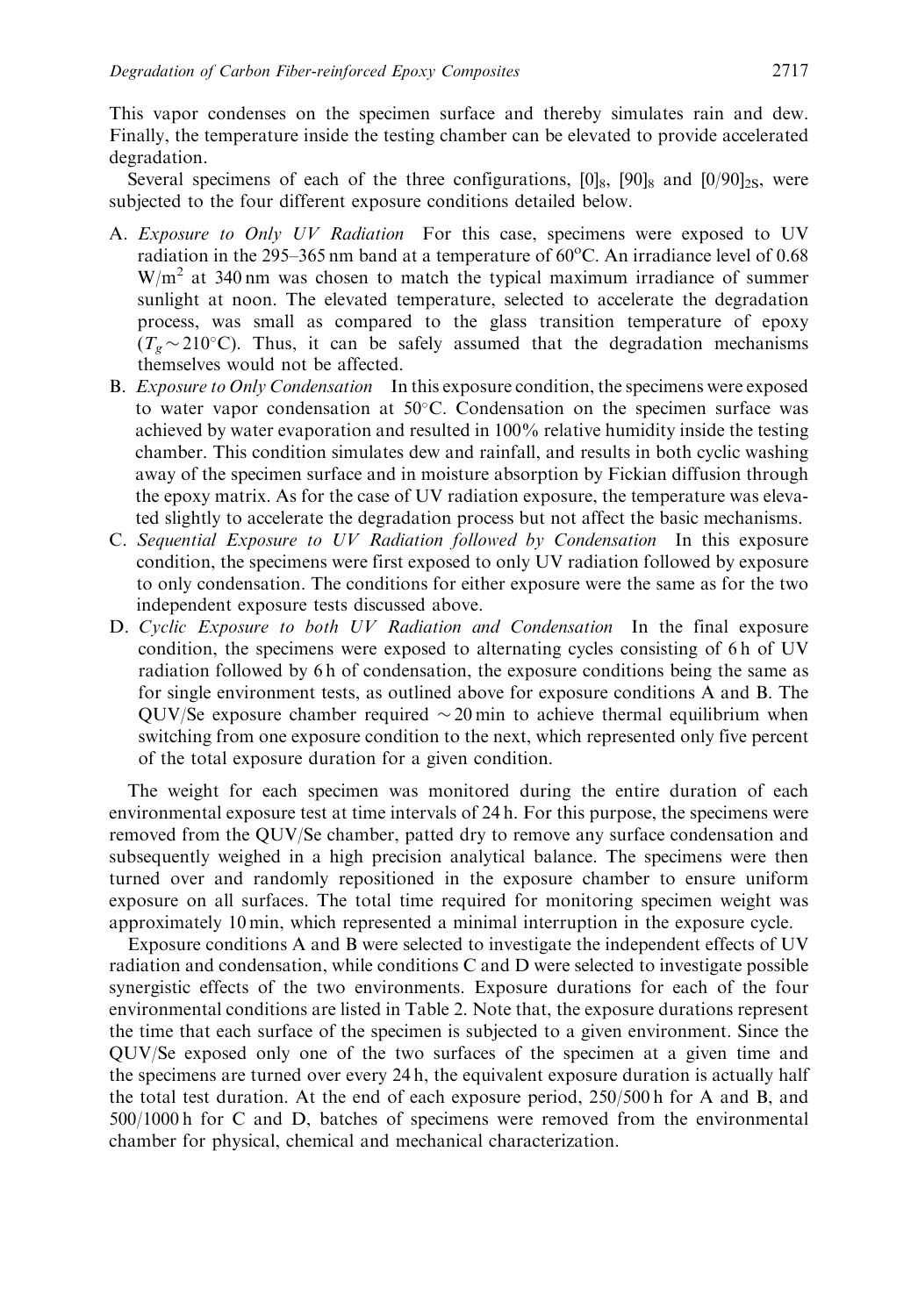This vapor condenses on the specimen surface and thereby simulates rain and dew. Finally, the temperature inside the testing chamber can be elevated to provide accelerated degradation.

Several specimens of each of the three configurations, $[0]_8$, $[90]_8$ and $[0/90]_{2S}$, were subjected to the four different exposure conditions detailed below.

A. *Exposure to Only UV Radiation* For this case, specimens were exposed to UV radiation in the 295–365 nm band at a temperature of 60°C. An irradiance level of 0.68 $W/m^2$ at 340 nm was chosen to match the typical maximum irradiance of summer sunlight at noon. The elevated temperature, selected to accelerate the degradation process, was small as compared to the glass transition temperature of epoxy ($T_g \sim 210°C$). Thus, it can be safely assumed that the degradation mechanisms themselves would not be affected.

B. *Exposure to Only Condensation* In this exposure condition, the specimens were exposed to water vapor condensation at 50°C. Condensation on the specimen surface was achieved by water evaporation and resulted in 100% relative humidity inside the testing chamber. This condition simulates dew and rainfall, and results in both cyclic washing away of the specimen surface and in moisture absorption by Fickian diffusion through the epoxy matrix. As for the case of UV radiation exposure, the temperature was elevated slightly to accelerate the degradation process but not affect the basic mechanisms.

C. *Sequential Exposure to UV Radiation followed by Condensation* In this exposure condition, the specimens were first exposed to only UV radiation followed by exposure to only condensation. The conditions for either exposure were the same as for the two independent exposure tests discussed above.

D. *Cyclic Exposure to both UV Radiation and Condensation* In the final exposure condition, the specimens were exposed to alternating cycles consisting of 6 h of UV radiation followed by 6 h of condensation, the exposure conditions being the same as for single environment tests, as outlined above for exposure conditions A and B. The QUV/Se exposure chamber required $\sim$20 min to achieve thermal equilibrium when switching from one exposure condition to the next, which represented only five percent of the total exposure duration for a given condition.

The weight for each specimen was monitored during the entire duration of each environmental exposure test at time intervals of 24 h. For this purpose, the specimens were removed from the QUV/Se chamber, patted dry to remove any surface condensation and subsequently weighed in a high precision analytical balance. The specimens were then turned over and randomly repositioned in the exposure chamber to ensure uniform exposure on all surfaces. The total time required for monitoring specimen weight was approximately 10 min, which represented a minimal interruption in the exposure cycle.

Exposure conditions A and B were selected to investigate the independent effects of UV radiation and condensation, while conditions C and D were selected to investigate possible synergistic effects of the two environments. Exposure durations for each of the four environmental conditions are listed in Table 2. Note that, the exposure durations represent the time that each surface of the specimen is subjected to a given environment. Since the QUV/Se exposed only one of the two surfaces of the specimen at a given time and the specimens are turned over every 24 h, the equivalent exposure duration is actually half the total test duration. At the end of each exposure period, 250/500 h for A and B, and 500/1000 h for C and D, batches of specimens were removed from the environmental chamber for physical, chemical and mechanical characterization.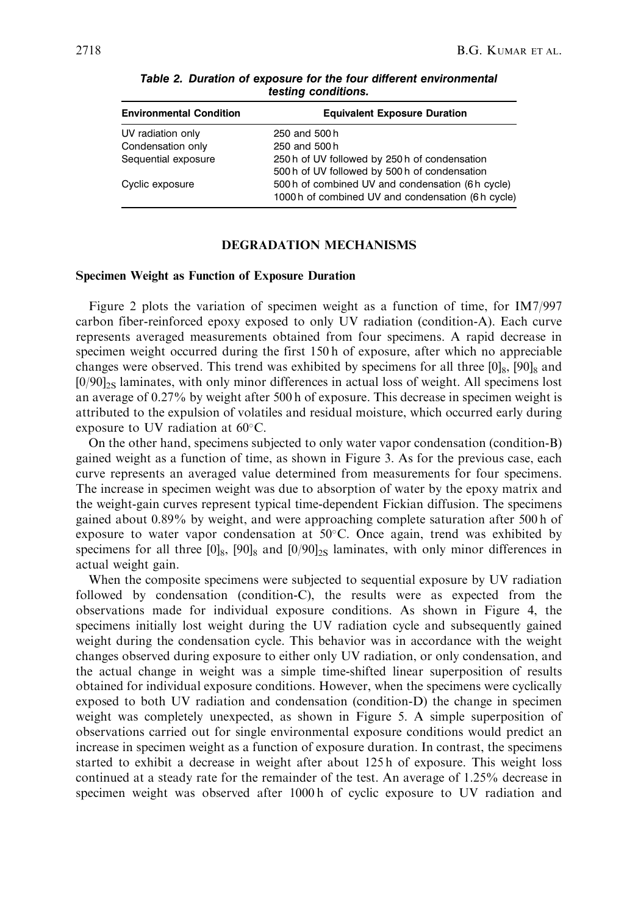**Table 2. Duration of exposure for the four different environmental testing conditions.**

| Environmental Condition | Equivalent Exposure Duration |
|---|---|
| UV radiation only | 250 and 500 h |
| Condensation only | 250 and 500 h |
| Sequential exposure | 250 h of UV followed by 250 h of condensation |
| | 500 h of UV followed by 500 h of condensation |
| Cyclic exposure | 500 h of combined UV and condensation (6 h cycle) |
| | 1000 h of combined UV and condensation (6 h cycle) |

## DEGRADATION MECHANISMS

### Specimen Weight as Function of Exposure Duration

Figure 2 plots the variation of specimen weight as a function of time, for IM7/997 carbon fiber-reinforced epoxy exposed to only UV radiation (condition-A). Each curve represents averaged measurements obtained from four specimens. A rapid decrease in specimen weight occurred during the first 150 h of exposure, after which no appreciable changes were observed. This trend was exhibited by specimens for all three $[0]_8$, $[90]_8$ and $[0/90]_{2S}$ laminates, with only minor differences in actual loss of weight. All specimens lost an average of 0.27% by weight after 500 h of exposure. This decrease in specimen weight is attributed to the expulsion of volatiles and residual moisture, which occurred early during exposure to UV radiation at 60°C.

On the other hand, specimens subjected to only water vapor condensation (condition-B) gained weight as a function of time, as shown in Figure 3. As for the previous case, each curve represents an averaged value determined from measurements for four specimens. The increase in specimen weight was due to absorption of water by the epoxy matrix and the weight-gain curves represent typical time-dependent Fickian diffusion. The specimens gained about 0.89% by weight, and were approaching complete saturation after 500 h of exposure to water vapor condensation at 50°C. Once again, trend was exhibited by specimens for all three $[0]_8$, $[90]_8$ and $[0/90]_{2S}$ laminates, with only minor differences in actual weight gain.

When the composite specimens were subjected to sequential exposure by UV radiation followed by condensation (condition-C), the results were as expected from the observations made for individual exposure conditions. As shown in Figure 4, the specimens initially lost weight during the UV radiation cycle and subsequently gained weight during the condensation cycle. This behavior was in accordance with the weight changes observed during exposure to either only UV radiation, or only condensation, and the actual change in weight was a simple time-shifted linear superposition of results obtained for individual exposure conditions. However, when the specimens were cyclically exposed to both UV radiation and condensation (condition-D) the change in specimen weight was completely unexpected, as shown in Figure 5. A simple superposition of observations carried out for single environmental exposure conditions would predict an increase in specimen weight as a function of exposure duration. In contrast, the specimens started to exhibit a decrease in weight after about 125 h of exposure. This weight loss continued at a steady rate for the remainder of the test. An average of 1.25% decrease in specimen weight was observed after 1000 h of cyclic exposure to UV radiation and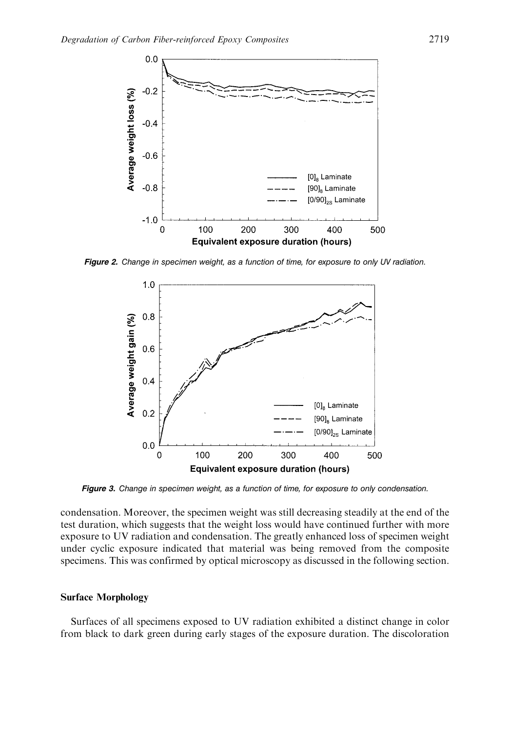**Figure 2.** *Change in specimen weight, as a function of time, for exposure to only UV radiation.*

**Figure 3.** *Change in specimen weight, as a function of time, for exposure to only condensation.*

condensation. Moreover, the specimen weight was still decreasing steadily at the end of the test duration, which suggests that the weight loss would have continued further with more exposure to UV radiation and condensation. The greatly enhanced loss of specimen weight under cyclic exposure indicated that material was being removed from the composite specimens. This was confirmed by optical microscopy as discussed in the following section.

## Surface Morphology

Surfaces of all specimens exposed to UV radiation exhibited a distinct change in color from black to dark green during early stages of the exposure duration. The discoloration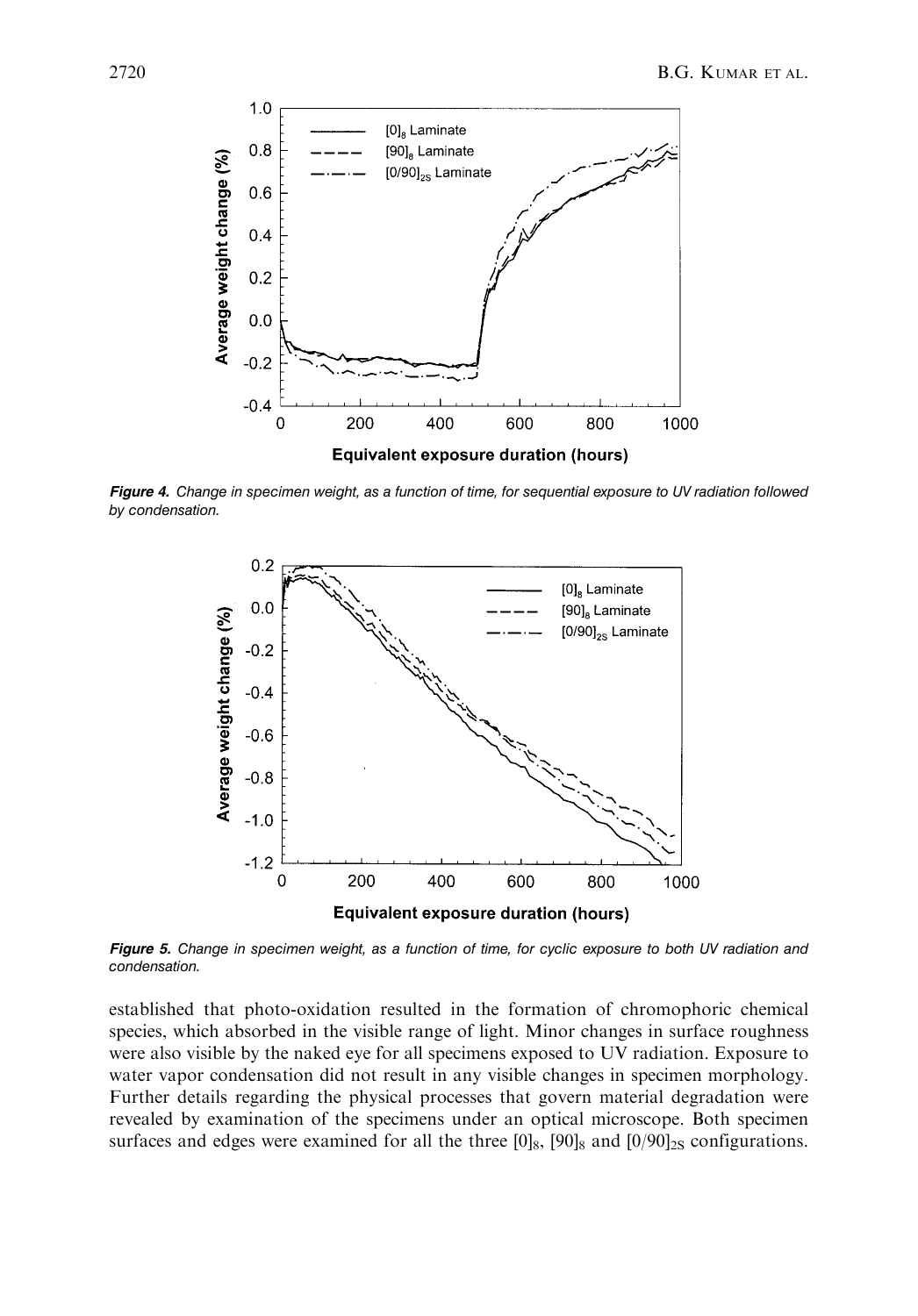*Figure 4. Change in specimen weight, as a function of time, for sequential exposure to UV radiation followed by condensation.*

*Figure 5. Change in specimen weight, as a function of time, for cyclic exposure to both UV radiation and condensation.*

established that photo-oxidation resulted in the formation of chromophoric chemical species, which absorbed in the visible range of light. Minor changes in surface roughness were also visible by the naked eye for all specimens exposed to UV radiation. Exposure to water vapor condensation did not result in any visible changes in specimen morphology. Further details regarding the physical processes that govern material degradation were revealed by examination of the specimens under an optical microscope. Both specimen surfaces and edges were examined for all the three $[0]_8$, $[90]_8$ and $[0/90]_{2S}$ configurations.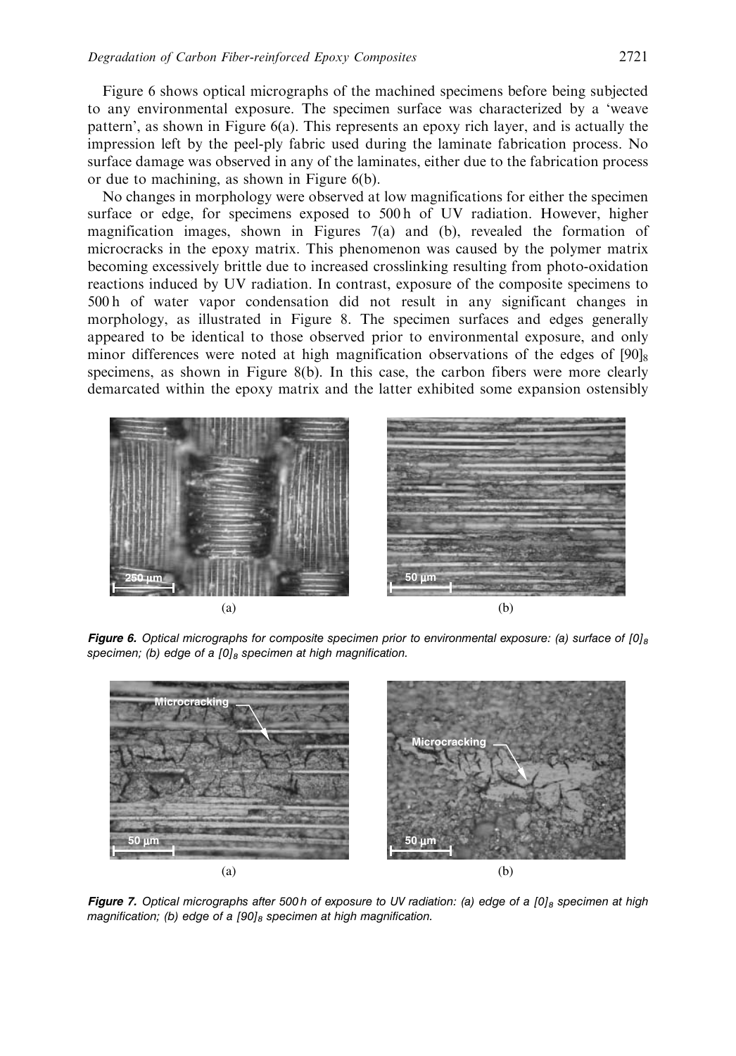Figure 6 shows optical micrographs of the machined specimens before being subjected to any environmental exposure. The specimen surface was characterized by a 'weave pattern', as shown in Figure 6(a). This represents an epoxy rich layer, and is actually the impression left by the peel-ply fabric used during the laminate fabrication process. No surface damage was observed in any of the laminates, either due to the fabrication process or due to machining, as shown in Figure 6(b).

No changes in morphology were observed at low magnifications for either the specimen surface or edge, for specimens exposed to 500 h of UV radiation. However, higher magnification images, shown in Figures 7(a) and (b), revealed the formation of microcracks in the epoxy matrix. This phenomenon was caused by the polymer matrix becoming excessively brittle due to increased crosslinking resulting from photo-oxidation reactions induced by UV radiation. In contrast, exposure of the composite specimens to 500 h of water vapor condensation did not result in any significant changes in morphology, as illustrated in Figure 8. The specimen surfaces and edges generally appeared to be identical to those observed prior to environmental exposure, and only minor differences were noted at high magnification observations of the edges of $[90]_8$ specimens, as shown in Figure 8(b). In this case, the carbon fibers were more clearly demarcated within the epoxy matrix and the latter exhibited some expansion ostensibly

***Figure 6.*** *Optical micrographs for composite specimen prior to environmental exposure: (a) surface of $[0]_8$ specimen; (b) edge of a $[0]_8$ specimen at high magnification.*

***Figure 7.*** *Optical micrographs after 500 h of exposure to UV radiation: (a) edge of a $[0]_8$ specimen at high magnification; (b) edge of a $[90]_8$ specimen at high magnification.*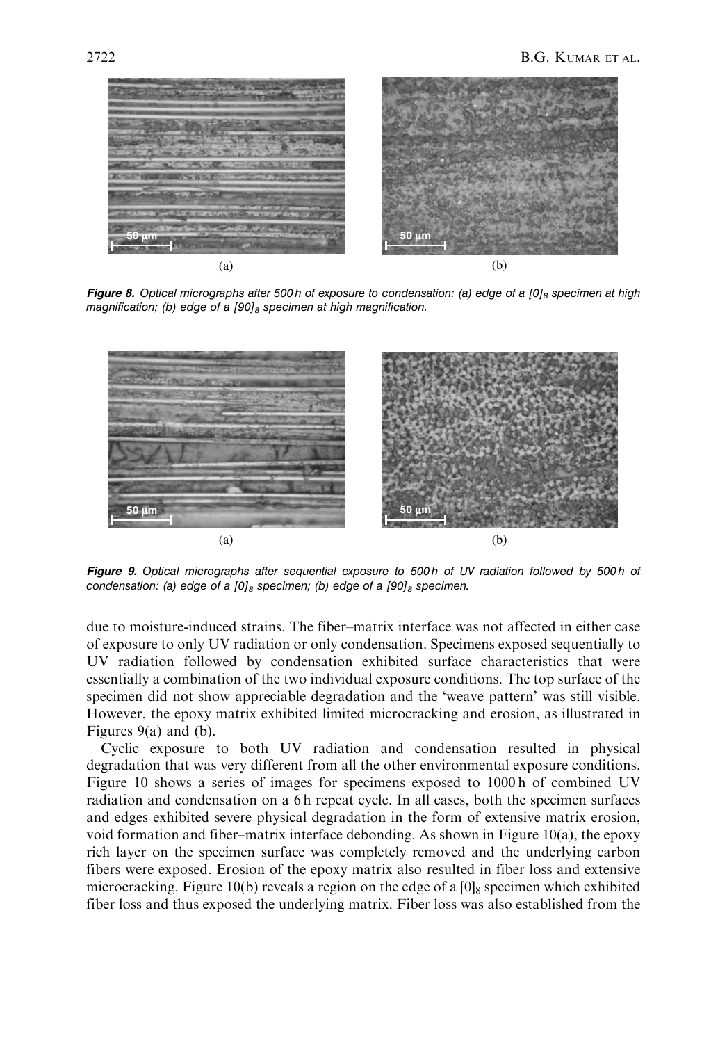**Figure 8.** *Optical micrographs after 500 h of exposure to condensation: (a) edge of a $[0]_8$ specimen at high magnification; (b) edge of a $[90]_8$ specimen at high magnification.*

**Figure 9.** *Optical micrographs after sequential exposure to 500 h of UV radiation followed by 500 h of condensation: (a) edge of a $[0]_8$ specimen; (b) edge of a $[90]_8$ specimen.*

due to moisture-induced strains. The fiber–matrix interface was not affected in either case of exposure to only UV radiation or only condensation. Specimens exposed sequentially to UV radiation followed by condensation exhibited surface characteristics that were essentially a combination of the two individual exposure conditions. The top surface of the specimen did not show appreciable degradation and the 'weave pattern' was still visible. However, the epoxy matrix exhibited limited microcracking and erosion, as illustrated in Figures 9(a) and (b).

Cyclic exposure to both UV radiation and condensation resulted in physical degradation that was very different from all the other environmental exposure conditions. Figure 10 shows a series of images for specimens exposed to 1000 h of combined UV radiation and condensation on a 6 h repeat cycle. In all cases, both the specimen surfaces and edges exhibited severe physical degradation in the form of extensive matrix erosion, void formation and fiber–matrix interface debonding. As shown in Figure 10(a), the epoxy rich layer on the specimen surface was completely removed and the underlying carbon fibers were exposed. Erosion of the epoxy matrix also resulted in fiber loss and extensive microcracking. Figure 10(b) reveals a region on the edge of a $[0]_8$ specimen which exhibited fiber loss and thus exposed the underlying matrix. Fiber loss was also established from the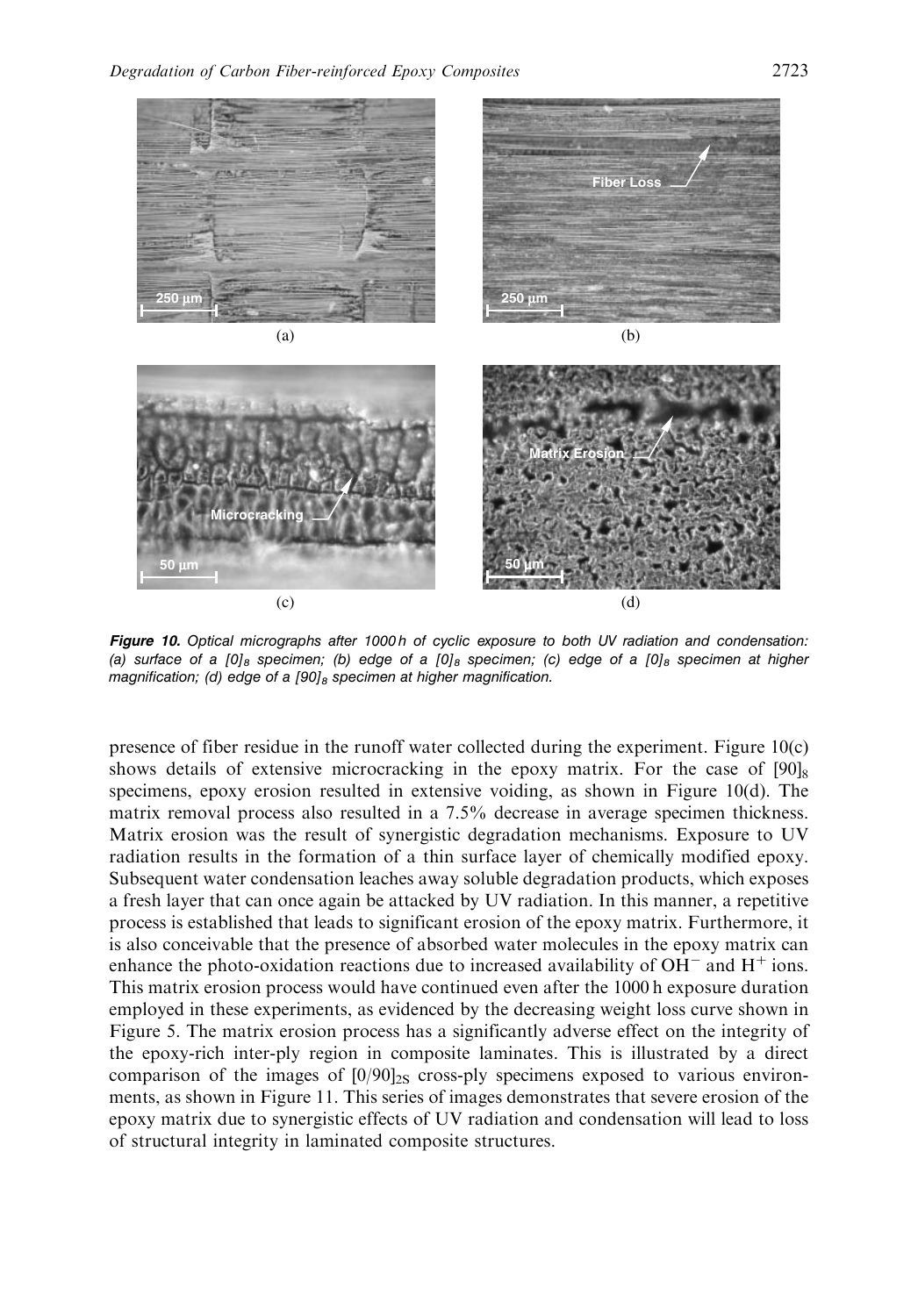***Figure 10.*** *Optical micrographs after 1000 h of cyclic exposure to both UV radiation and condensation: (a) surface of a* $[0]_8$ *specimen; (b) edge of a* $[0]_8$ *specimen; (c) edge of a* $[0]_8$ *specimen at higher magnification; (d) edge of a* $[90]_8$ *specimen at higher magnification.*

presence of fiber residue in the runoff water collected during the experiment. Figure 10(c) shows details of extensive microcracking in the epoxy matrix. For the case of $[90]_8$ specimens, epoxy erosion resulted in extensive voiding, as shown in Figure 10(d). The matrix removal process also resulted in a 7.5% decrease in average specimen thickness. Matrix erosion was the result of synergistic degradation mechanisms. Exposure to UV radiation results in the formation of a thin surface layer of chemically modified epoxy. Subsequent water condensation leaches away soluble degradation products, which exposes a fresh layer that can once again be attacked by UV radiation. In this manner, a repetitive process is established that leads to significant erosion of the epoxy matrix. Furthermore, it is also conceivable that the presence of absorbed water molecules in the epoxy matrix can enhance the photo-oxidation reactions due to increased availability of $OH^-$ and $H^+$ ions. This matrix erosion process would have continued even after the 1000 h exposure duration employed in these experiments, as evidenced by the decreasing weight loss curve shown in Figure 5. The matrix erosion process has a significantly adverse effect on the integrity of the epoxy-rich inter-ply region in composite laminates. This is illustrated by a direct comparison of the images of $[0/90]_{2S}$ cross-ply specimens exposed to various environments, as shown in Figure 11. This series of images demonstrates that severe erosion of the epoxy matrix due to synergistic effects of UV radiation and condensation will lead to loss of structural integrity in laminated composite structures.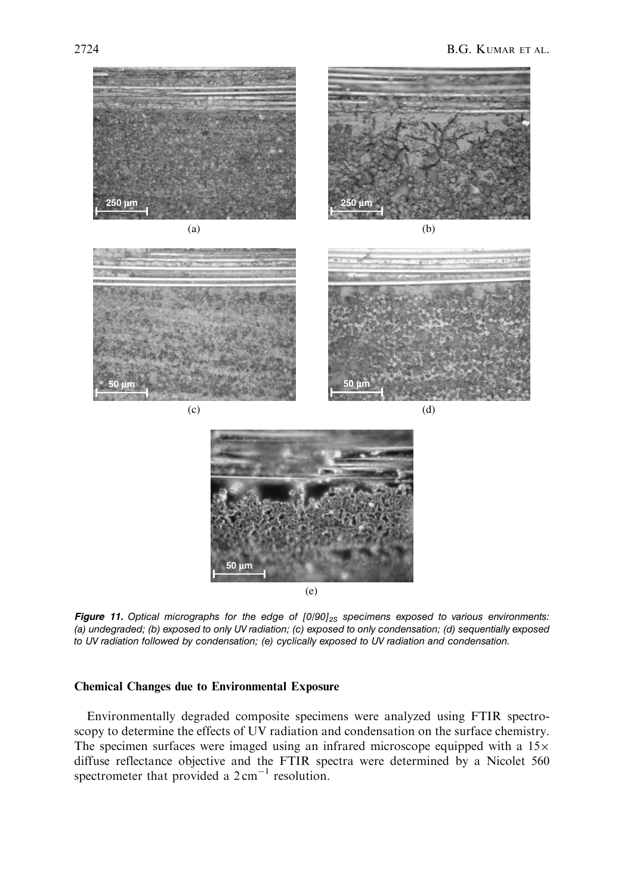**Figure 11.** *Optical micrographs for the edge of $[0/90]_{2S}$ specimens exposed to various environments: (a) undegraded; (b) exposed to only UV radiation; (c) exposed to only condensation; (d) sequentially exposed to UV radiation followed by condensation; (e) cyclically exposed to UV radiation and condensation.*

### Chemical Changes due to Environmental Exposure

Environmentally degraded composite specimens were analyzed using FTIR spectroscopy to determine the effects of UV radiation and condensation on the surface chemistry. The specimen surfaces were imaged using an infrared microscope equipped with a 15× diffuse reflectance objective and the FTIR spectra were determined by a Nicolet 560 spectrometer that provided a $2\,cm^{-1}$ resolution.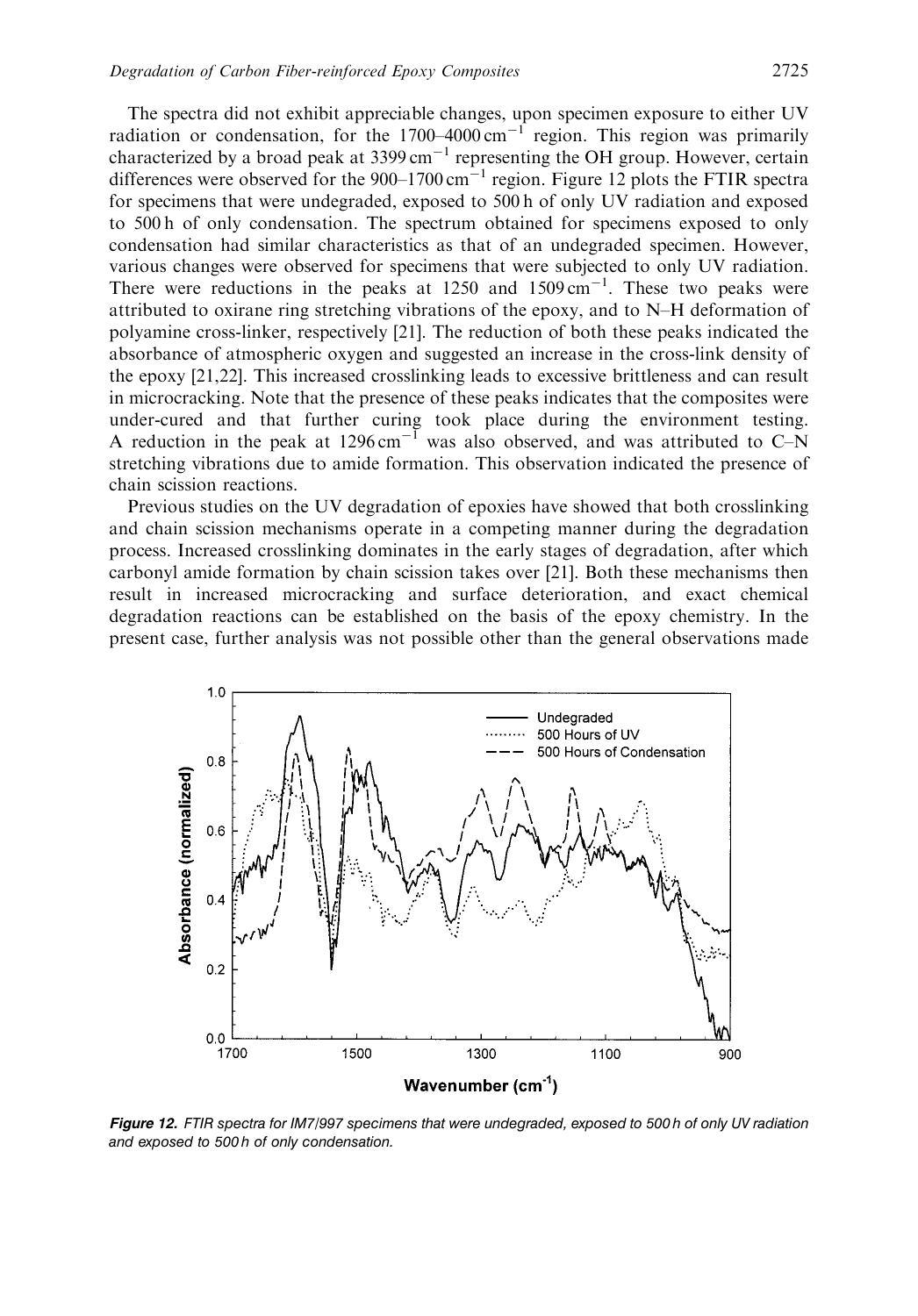The spectra did not exhibit appreciable changes, upon specimen exposure to either UV radiation or condensation, for the 1700–4000 $cm^{-1}$ region. This region was primarily characterized by a broad peak at 3399 $cm^{-1}$ representing the OH group. However, certain differences were observed for the 900–1700 $cm^{-1}$ region. Figure 12 plots the FTIR spectra for specimens that were undegraded, exposed to 500 h of only UV radiation and exposed to 500 h of only condensation. The spectrum obtained for specimens exposed to only condensation had similar characteristics as that of an undegraded specimen. However, various changes were observed for specimens that were subjected to only UV radiation. There were reductions in the peaks at 1250 and 1509 $cm^{-1}$. These two peaks were attributed to oxirane ring stretching vibrations of the epoxy, and to N–H deformation of polyamine cross-linker, respectively [21]. The reduction of both these peaks indicated the absorbance of atmospheric oxygen and suggested an increase in the cross-link density of the epoxy [21,22]. This increased crosslinking leads to excessive brittleness and can result in microcracking. Note that the presence of these peaks indicates that the composites were under-cured and that further curing took place during the environment testing. A reduction in the peak at 1296 $cm^{-1}$ was also observed, and was attributed to C–N stretching vibrations due to amide formation. This observation indicated the presence of chain scission reactions.

Previous studies on the UV degradation of epoxies have showed that both crosslinking and chain scission mechanisms operate in a competing manner during the degradation process. Increased crosslinking dominates in the early stages of degradation, after which carbonyl amide formation by chain scission takes over [21]. Both these mechanisms then result in increased microcracking and surface deterioration, and exact chemical degradation reactions can be established on the basis of the epoxy chemistry. In the present case, further analysis was not possible other than the general observations made

***Figure 12.*** *FTIR spectra for IM7/997 specimens that were undegraded, exposed to 500 h of only UV radiation and exposed to 500 h of only condensation.*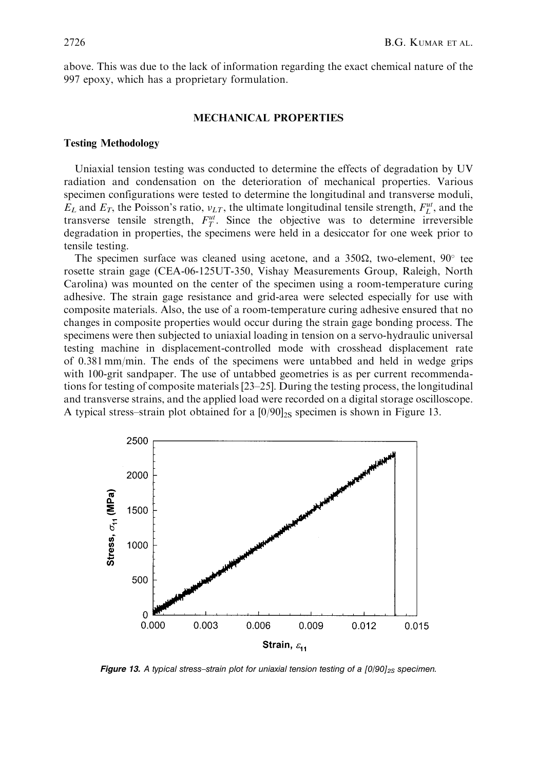above. This was due to the lack of information regarding the exact chemical nature of the 997 epoxy, which has a proprietary formulation.

## MECHANICAL PROPERTIES

### Testing Methodology

Uniaxial tension testing was conducted to determine the effects of degradation by UV radiation and condensation on the deterioration of mechanical properties. Various specimen configurations were tested to determine the longitudinal and transverse moduli, $E_L$ and $E_T$, the Poisson's ratio, $\nu_{LT}$, the ultimate longitudinal tensile strength, $F_L^{ut}$, and the transverse tensile strength, $F_T^{ut}$. Since the objective was to determine irreversible degradation in properties, the specimens were held in a desiccator for one week prior to tensile testing.

The specimen surface was cleaned using acetone, and a 350Ω, two-element, 90° tee rosette strain gage (CEA-06-125UT-350, Vishay Measurements Group, Raleigh, North Carolina) was mounted on the center of the specimen using a room-temperature curing adhesive. The strain gage resistance and grid-area were selected especially for use with composite materials. Also, the use of a room-temperature curing adhesive ensured that no changes in composite properties would occur during the strain gage bonding process. The specimens were then subjected to uniaxial loading in tension on a servo-hydraulic universal testing machine in displacement-controlled mode with crosshead displacement rate of 0.381 mm/min. The ends of the specimens were untabbed and held in wedge grips with 100-grit sandpaper. The use of untabbed geometries is as per current recommendations for testing of composite materials [23–25]. During the testing process, the longitudinal and transverse strains, and the applied load were recorded on a digital storage oscilloscope. A typical stress–strain plot obtained for a $[0/90]_{2S}$ specimen is shown in Figure 13.

*Figure 13. A typical stress–strain plot for uniaxial tension testing of a $[0/90]_{2S}$ specimen.*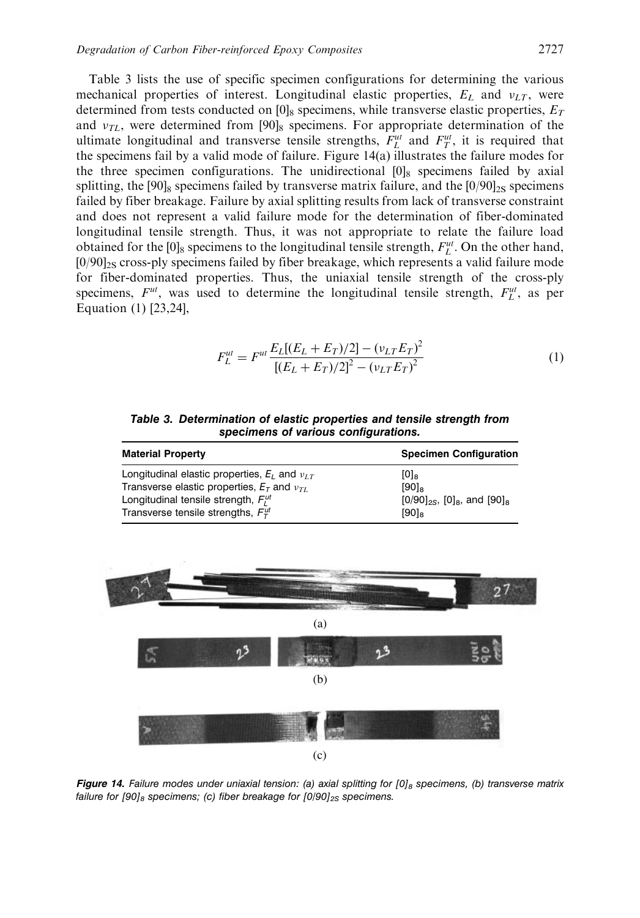Table 3 lists the use of specific specimen configurations for determining the various mechanical properties of interest. Longitudinal elastic properties, $E_L$ and $\nu_{LT}$, were determined from tests conducted on $[0]_8$ specimens, while transverse elastic properties, $E_T$ and $\nu_{TL}$, were determined from $[90]_8$ specimens. For appropriate determination of the ultimate longitudinal and transverse tensile strengths, $F_L^{ut}$ and $F_T^{ut}$, it is required that the specimens fail by a valid mode of failure. Figure 14(a) illustrates the failure modes for the three specimen configurations. The unidirectional $[0]_8$ specimens failed by axial splitting, the $[90]_8$ specimens failed by transverse matrix failure, and the $[0/90]_{2S}$ specimens failed by fiber breakage. Failure by axial splitting results from lack of transverse constraint and does not represent a valid failure mode for the determination of fiber-dominated longitudinal tensile strength. Thus, it was not appropriate to relate the failure load obtained for the $[0]_8$ specimens to the longitudinal tensile strength, $F_L^{ut}$. On the other hand, $[0/90]_{2S}$ cross-ply specimens failed by fiber breakage, which represents a valid failure mode for fiber-dominated properties. Thus, the uniaxial tensile strength of the cross-ply specimens, $F^{ut}$, was used to determine the longitudinal tensile strength, $F_L^{ut}$, as per Equation (1) [23,24],

$$F_L^{ut} = F^{ut} \frac{E_L[(E_L + E_T)/2] - (\nu_{LT} E_T)^2}{[(E_L + E_T)/2]^2 - (\nu_{LT} E_T)^2} \tag{1}$$

**Table 3. Determination of elastic properties and tensile strength from specimens of various configurations.**

| Material Property | Specimen Configuration |
|---|---|
| Longitudinal elastic properties, $E_L$ and $\nu_{LT}$ | $[0]_8$ |
| Transverse elastic properties, $E_T$ and $\nu_{TL}$ | $[90]_8$ |
| Longitudinal tensile strength, $F_L^{ut}$ | $[0/90]_{2S}$, $[0]_8$, and $[90]_8$ |
| Transverse tensile strengths, $F_T^{ut}$ | $[90]_8$ |

**Figure 14.** *Failure modes under uniaxial tension: (a) axial splitting for $[0]_8$ specimens, (b) transverse matrix failure for $[90]_8$ specimens; (c) fiber breakage for $[0/90]_{2S}$ specimens.*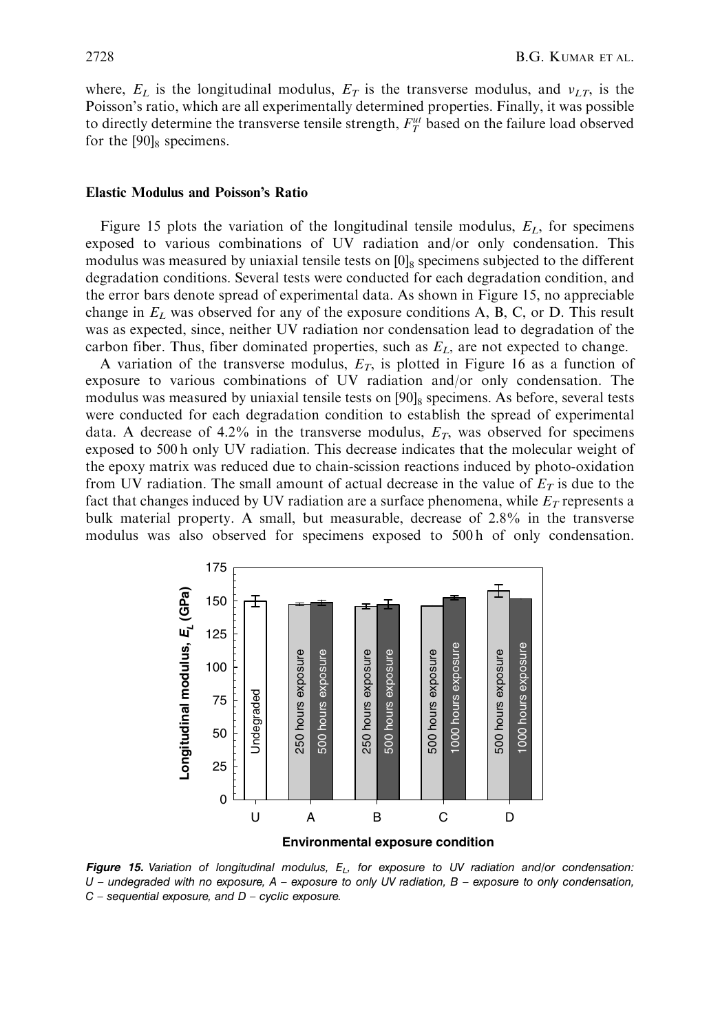where, $E_L$ is the longitudinal modulus, $E_T$ is the transverse modulus, and $\nu_{LT}$, is the Poisson's ratio, which are all experimentally determined properties. Finally, it was possible to directly determine the transverse tensile strength, $F_T^{ut}$ based on the failure load observed for the $[90]_8$ specimens.

### Elastic Modulus and Poisson's Ratio

Figure 15 plots the variation of the longitudinal tensile modulus, $E_L$, for specimens exposed to various combinations of UV radiation and/or only condensation. This modulus was measured by uniaxial tensile tests on $[0]_8$ specimens subjected to the different degradation conditions. Several tests were conducted for each degradation condition, and the error bars denote spread of experimental data. As shown in Figure 15, no appreciable change in $E_L$ was observed for any of the exposure conditions A, B, C, or D. This result was as expected, since, neither UV radiation nor condensation lead to degradation of the carbon fiber. Thus, fiber dominated properties, such as $E_L$, are not expected to change.

A variation of the transverse modulus, $E_T$, is plotted in Figure 16 as a function of exposure to various combinations of UV radiation and/or only condensation. The modulus was measured by uniaxial tensile tests on $[90]_8$ specimens. As before, several tests were conducted for each degradation condition to establish the spread of experimental data. A decrease of 4.2% in the transverse modulus, $E_T$, was observed for specimens exposed to 500 h only UV radiation. This decrease indicates that the molecular weight of the epoxy matrix was reduced due to chain-scission reactions induced by photo-oxidation from UV radiation. The small amount of actual decrease in the value of $E_T$ is due to the fact that changes induced by UV radiation are a surface phenomena, while $E_T$ represents a bulk material property. A small, but measurable, decrease of 2.8% in the transverse modulus was also observed for specimens exposed to 500 h of only condensation.

**Figure 15.** *Variation of longitudinal modulus, $E_L$, for exposure to UV radiation and/or condensation: U – undegraded with no exposure, A – exposure to only UV radiation, B – exposure to only condensation, C – sequential exposure, and D – cyclic exposure.*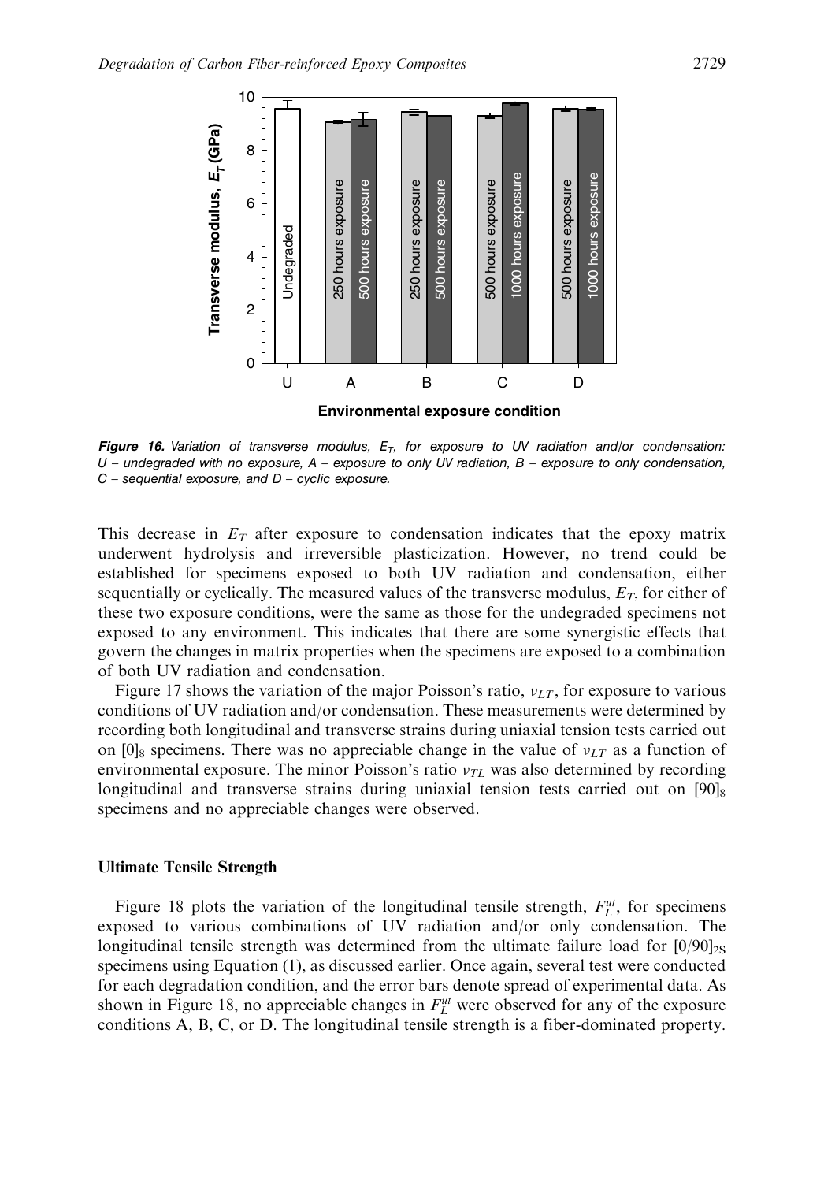**Figure 16.** *Variation of transverse modulus, $E_T$, for exposure to UV radiation and/or condensation: U – undegraded with no exposure, A – exposure to only UV radiation, B – exposure to only condensation, C – sequential exposure, and D – cyclic exposure.*

This decrease in $E_T$ after exposure to condensation indicates that the epoxy matrix underwent hydrolysis and irreversible plasticization. However, no trend could be established for specimens exposed to both UV radiation and condensation, either sequentially or cyclically. The measured values of the transverse modulus, $E_T$, for either of these two exposure conditions, were the same as those for the undegraded specimens not exposed to any environment. This indicates that there are some synergistic effects that govern the changes in matrix properties when the specimens are exposed to a combination of both UV radiation and condensation.

Figure 17 shows the variation of the major Poisson's ratio, $\nu_{LT}$, for exposure to various conditions of UV radiation and/or condensation. These measurements were determined by recording both longitudinal and transverse strains during uniaxial tension tests carried out on $[0]_8$ specimens. There was no appreciable change in the value of $\nu_{LT}$ as a function of environmental exposure. The minor Poisson's ratio $\nu_{TL}$ was also determined by recording longitudinal and transverse strains during uniaxial tension tests carried out on $[90]_8$ specimens and no appreciable changes were observed.

### Ultimate Tensile Strength

Figure 18 plots the variation of the longitudinal tensile strength, $F_L^{ut}$, for specimens exposed to various combinations of UV radiation and/or only condensation. The longitudinal tensile strength was determined from the ultimate failure load for $[0/90]_{2S}$ specimens using Equation (1), as discussed earlier. Once again, several test were conducted for each degradation condition, and the error bars denote spread of experimental data. As shown in Figure 18, no appreciable changes in $F_L^{ut}$ were observed for any of the exposure conditions A, B, C, or D. The longitudinal tensile strength is a fiber-dominated property.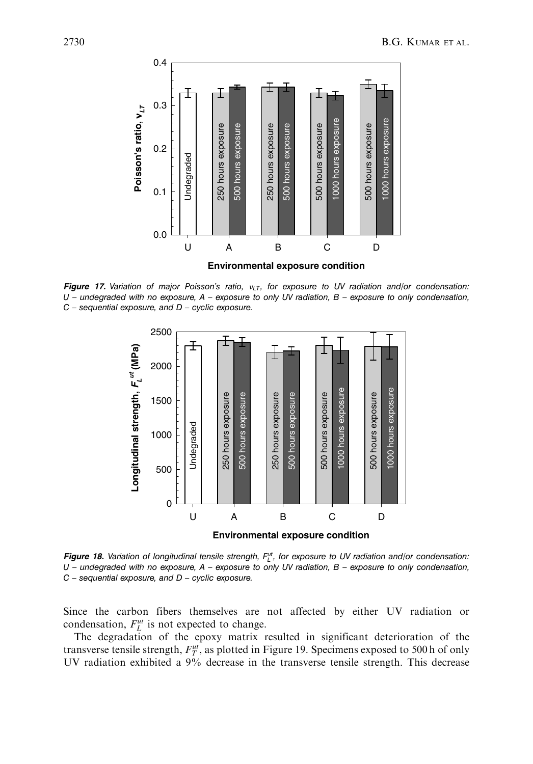**Figure 17.** *Variation of major Poisson's ratio, $\nu_{LT}$, for exposure to UV radiation and/or condensation: U – undegraded with no exposure, A – exposure to only UV radiation, B – exposure to only condensation, C – sequential exposure, and D – cyclic exposure.*

**Figure 18.** *Variation of longitudinal tensile strength, $F_L^{ut}$, for exposure to UV radiation and/or condensation: U – undegraded with no exposure, A – exposure to only UV radiation, B – exposure to only condensation, C – sequential exposure, and D – cyclic exposure.*

Since the carbon fibers themselves are not affected by either UV radiation or condensation, $F_L^{ut}$ is not expected to change.

The degradation of the epoxy matrix resulted in significant deterioration of the transverse tensile strength, $F_T^{ut}$, as plotted in Figure 19. Specimens exposed to 500 h of only UV radiation exhibited a 9% decrease in the transverse tensile strength. This decrease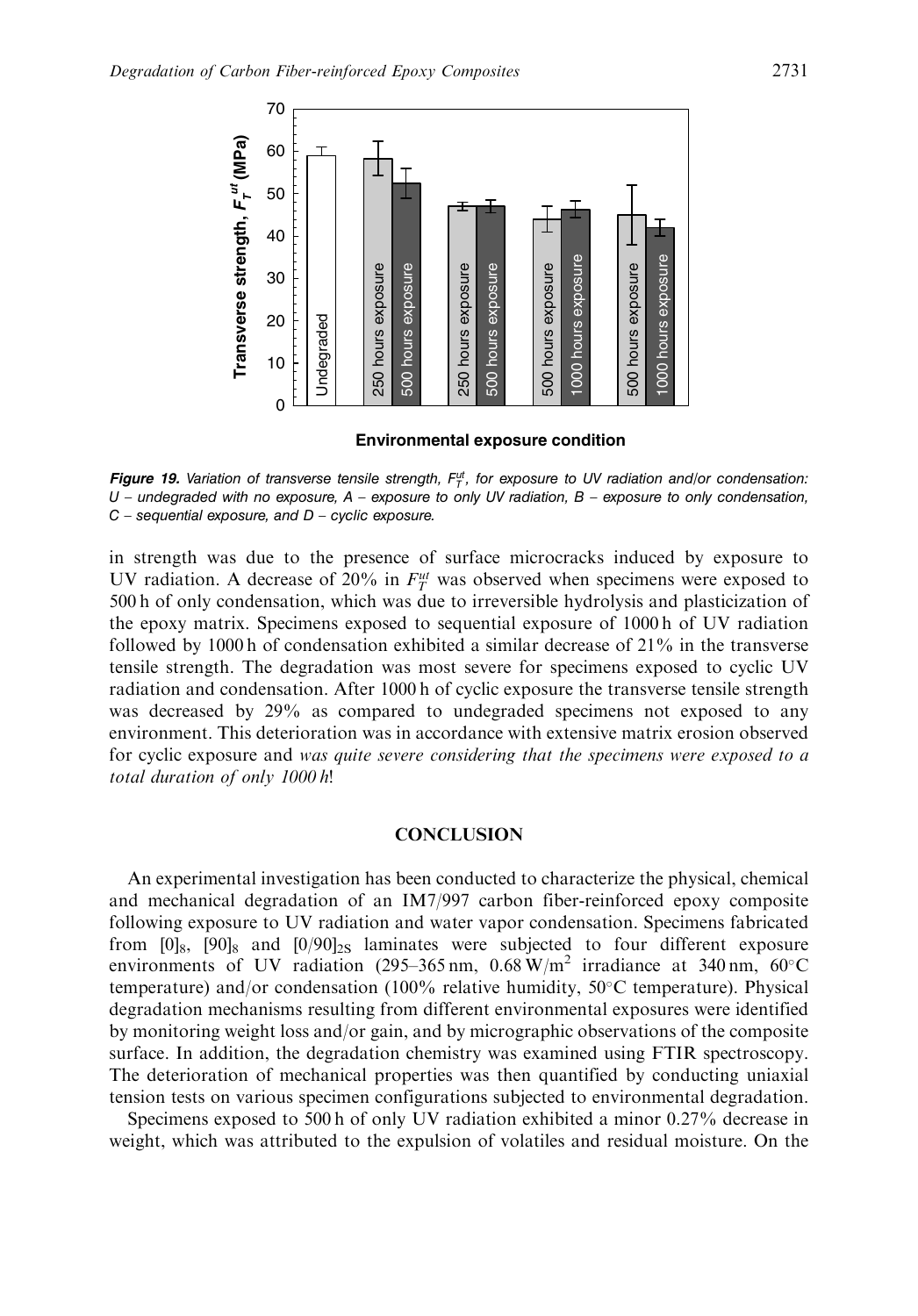**Figure 19.** *Variation of transverse tensile strength, $F_T^{ut}$, for exposure to UV radiation and/or condensation: U – undegraded with no exposure, A – exposure to only UV radiation, B – exposure to only condensation, C – sequential exposure, and D – cyclic exposure.*

in strength was due to the presence of surface microcracks induced by exposure to UV radiation. A decrease of 20% in $F_T^{ut}$ was observed when specimens were exposed to 500 h of only condensation, which was due to irreversible hydrolysis and plasticization of the epoxy matrix. Specimens exposed to sequential exposure of 1000 h of UV radiation followed by 1000 h of condensation exhibited a similar decrease of 21% in the transverse tensile strength. The degradation was most severe for specimens exposed to cyclic UV radiation and condensation. After 1000 h of cyclic exposure the transverse tensile strength was decreased by 29% as compared to undegraded specimens not exposed to any environment. This deterioration was in accordance with extensive matrix erosion observed for cyclic exposure and *was quite severe considering that the specimens were exposed to a total duration of only 1000 h*!

## CONCLUSION

An experimental investigation has been conducted to characterize the physical, chemical and mechanical degradation of an IM7/997 carbon fiber-reinforced epoxy composite following exposure to UV radiation and water vapor condensation. Specimens fabricated from $[0]_8$, $[90]_8$ and $[0/90]_{2S}$ laminates were subjected to four different exposure environments of UV radiation (295–365 nm, 0.68 W/m$^2$ irradiance at 340 nm, 60°C temperature) and/or condensation (100% relative humidity, 50°C temperature). Physical degradation mechanisms resulting from different environmental exposures were identified by monitoring weight loss and/or gain, and by micrographic observations of the composite surface. In addition, the degradation chemistry was examined using FTIR spectroscopy. The deterioration of mechanical properties was then quantified by conducting uniaxial tension tests on various specimen configurations subjected to environmental degradation.

Specimens exposed to 500 h of only UV radiation exhibited a minor 0.27% decrease in weight, which was attributed to the expulsion of volatiles and residual moisture. On the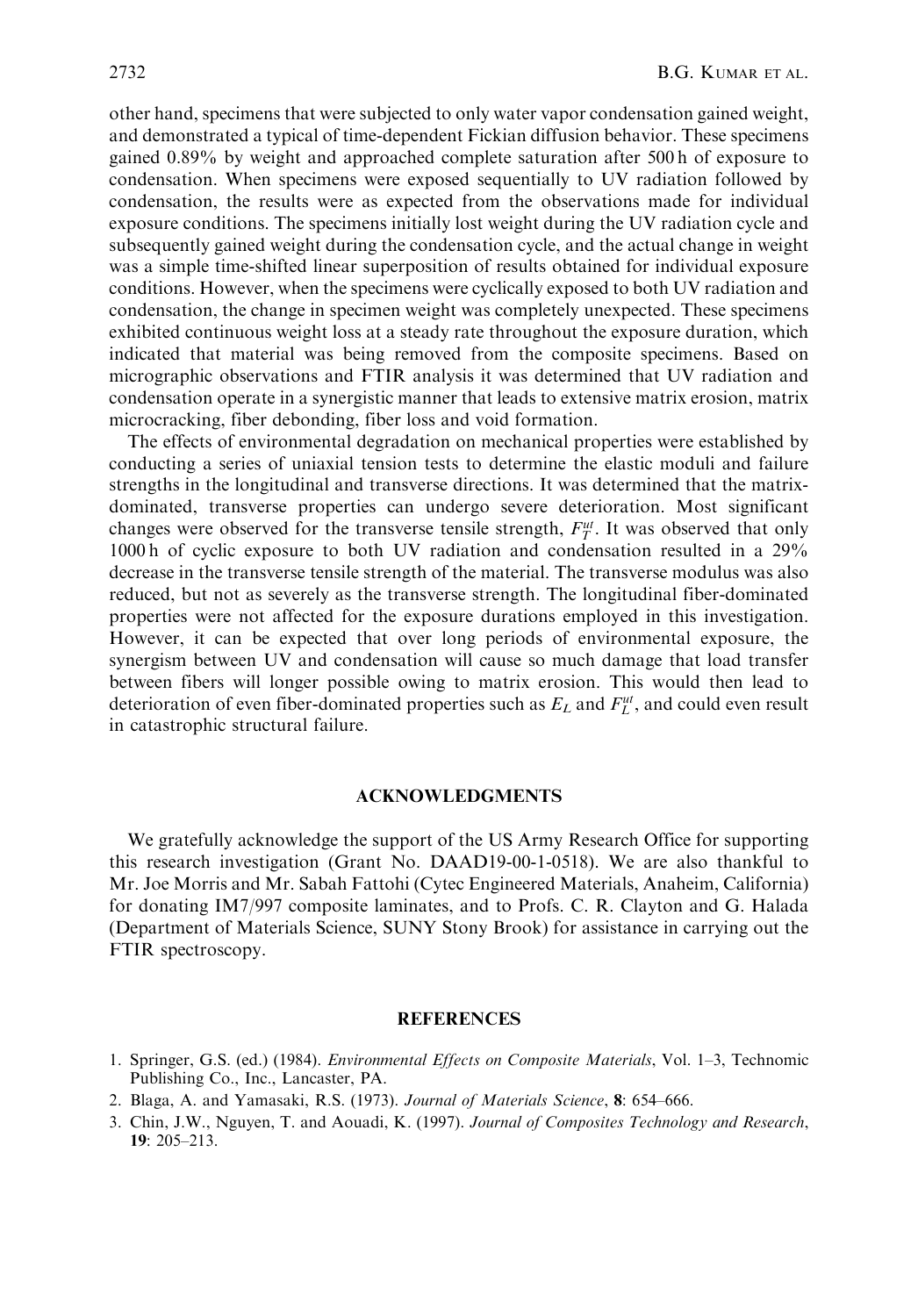other hand, specimens that were subjected to only water vapor condensation gained weight, and demonstrated a typical of time-dependent Fickian diffusion behavior. These specimens gained 0.89% by weight and approached complete saturation after 500 h of exposure to condensation. When specimens were exposed sequentially to UV radiation followed by condensation, the results were as expected from the observations made for individual exposure conditions. The specimens initially lost weight during the UV radiation cycle and subsequently gained weight during the condensation cycle, and the actual change in weight was a simple time-shifted linear superposition of results obtained for individual exposure conditions. However, when the specimens were cyclically exposed to both UV radiation and condensation, the change in specimen weight was completely unexpected. These specimens exhibited continuous weight loss at a steady rate throughout the exposure duration, which indicated that material was being removed from the composite specimens. Based on micrographic observations and FTIR analysis it was determined that UV radiation and condensation operate in a synergistic manner that leads to extensive matrix erosion, matrix microcracking, fiber debonding, fiber loss and void formation.

The effects of environmental degradation on mechanical properties were established by conducting a series of uniaxial tension tests to determine the elastic moduli and failure strengths in the longitudinal and transverse directions. It was determined that the matrix-dominated, transverse properties can undergo severe deterioration. Most significant changes were observed for the transverse tensile strength, $F_T^{ut}$. It was observed that only 1000 h of cyclic exposure to both UV radiation and condensation resulted in a 29% decrease in the transverse tensile strength of the material. The transverse modulus was also reduced, but not as severely as the transverse strength. The longitudinal fiber-dominated properties were not affected for the exposure durations employed in this investigation. However, it can be expected that over long periods of environmental exposure, the synergism between UV and condensation will cause so much damage that load transfer between fibers will longer possible owing to matrix erosion. This would then lead to deterioration of even fiber-dominated properties such as $E_L$ and $F_L^{ut}$, and could even result in catastrophic structural failure.

## ACKNOWLEDGMENTS

We gratefully acknowledge the support of the US Army Research Office for supporting this research investigation (Grant No. DAAD19-00-1-0518). We are also thankful to Mr. Joe Morris and Mr. Sabah Fattohi (Cytec Engineered Materials, Anaheim, California) for donating IM7/997 composite laminates, and to Profs. C. R. Clayton and G. Halada (Department of Materials Science, SUNY Stony Brook) for assistance in carrying out the FTIR spectroscopy.

## REFERENCES

1. Springer, G.S. (ed.) (1984). *Environmental Effects on Composite Materials*, Vol. 1–3, Technomic Publishing Co., Inc., Lancaster, PA.
2. Blaga, A. and Yamasaki, R.S. (1973). *Journal of Materials Science*, **8**: 654–666.
3. Chin, J.W., Nguyen, T. and Aouadi, K. (1997). *Journal of Composites Technology and Research*, **19**: 205–213.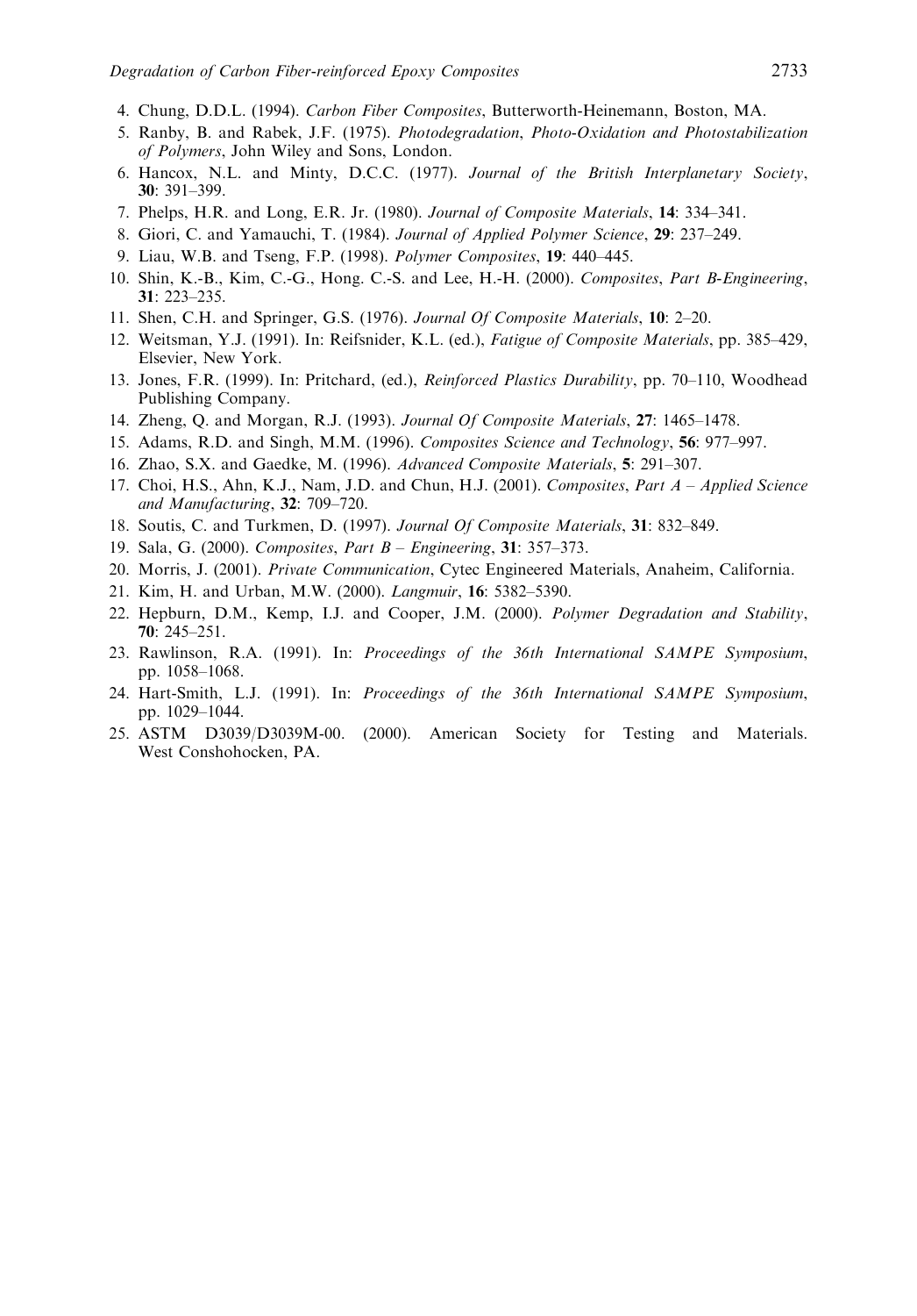4. Chung, D.D.L. (1994). *Carbon Fiber Composites*, Butterworth-Heinemann, Boston, MA.
5. Ranby, B. and Rabek, J.F. (1975). *Photodegradation, Photo-Oxidation and Photostabilization of Polymers*, John Wiley and Sons, London.
6. Hancox, N.L. and Minty, D.C.C. (1977). *Journal of the British Interplanetary Society*, **30**: 391–399.
7. Phelps, H.R. and Long, E.R. Jr. (1980). *Journal of Composite Materials*, **14**: 334–341.
8. Giori, C. and Yamauchi, T. (1984). *Journal of Applied Polymer Science*, **29**: 237–249.
9. Liau, W.B. and Tseng, F.P. (1998). *Polymer Composites*, **19**: 440–445.
10. Shin, K.-B., Kim, C.-G., Hong. C.-S. and Lee, H.-H. (2000). *Composites, Part B-Engineering*, **31**: 223–235.
11. Shen, C.H. and Springer, G.S. (1976). *Journal Of Composite Materials*, **10**: 2–20.
12. Weitsman, Y.J. (1991). In: Reifsnider, K.L. (ed.), *Fatigue of Composite Materials*, pp. 385–429, Elsevier, New York.
13. Jones, F.R. (1999). In: Pritchard, (ed.), *Reinforced Plastics Durability*, pp. 70–110, Woodhead Publishing Company.
14. Zheng, Q. and Morgan, R.J. (1993). *Journal Of Composite Materials*, **27**: 1465–1478.
15. Adams, R.D. and Singh, M.M. (1996). *Composites Science and Technology*, **56**: 977–997.
16. Zhao, S.X. and Gaedke, M. (1996). *Advanced Composite Materials*, **5**: 291–307.
17. Choi, H.S., Ahn, K.J., Nam, J.D. and Chun, H.J. (2001). *Composites, Part A – Applied Science and Manufacturing*, **32**: 709–720.
18. Soutis, C. and Turkmen, D. (1997). *Journal Of Composite Materials*, **31**: 832–849.
19. Sala, G. (2000). *Composites, Part B – Engineering*, **31**: 357–373.
20. Morris, J. (2001). *Private Communication*, Cytec Engineered Materials, Anaheim, California.
21. Kim, H. and Urban, M.W. (2000). *Langmuir*, **16**: 5382–5390.
22. Hepburn, D.M., Kemp, I.J. and Cooper, J.M. (2000). *Polymer Degradation and Stability*, **70**: 245–251.
23. Rawlinson, R.A. (1991). In: *Proceedings of the 36th International SAMPE Symposium*, pp. 1058–1068.
24. Hart-Smith, L.J. (1991). In: *Proceedings of the 36th International SAMPE Symposium*, pp. 1029–1044.
25. ASTM D3039/D3039M-00. (2000). American Society for Testing and Materials. West Conshohocken, PA.